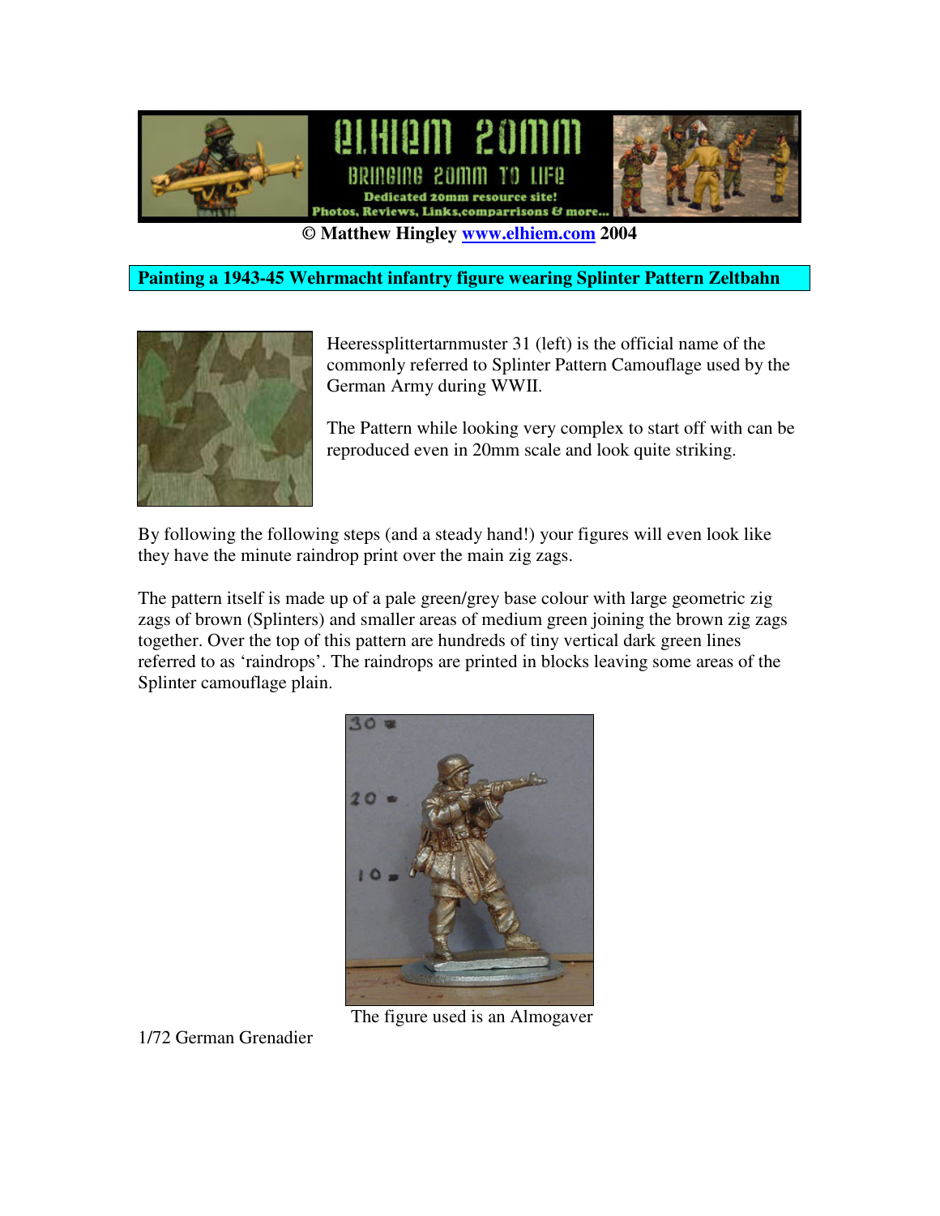© Matthew Hingley www.elhiem.com 2004

## Painting a 1943-45 Wehrmacht infantry figure wearing Splinter Pattern Zeltbahn

Heeressplittertarnmuster 31 (left) is the official name of the commonly referred to Splinter Pattern Camouflage used by the German Army during WWII.

The Pattern while looking very complex to start off with can be reproduced even in 20mm scale and look quite striking.

By following the following steps (and a steady hand!) your figures will even look like they have the minute raindrop print over the main zig zags.

The pattern itself is made up of a pale green/grey base colour with large geometric zig zags of brown (Splinters) and smaller areas of medium green joining the brown zig zags together. Over the top of this pattern are hundreds of tiny vertical dark green lines referred to as 'raindrops'. The raindrops are printed in blocks leaving some areas of the Splinter camouflage plain.

The figure used is an Almogaver 1/72 German Grenadier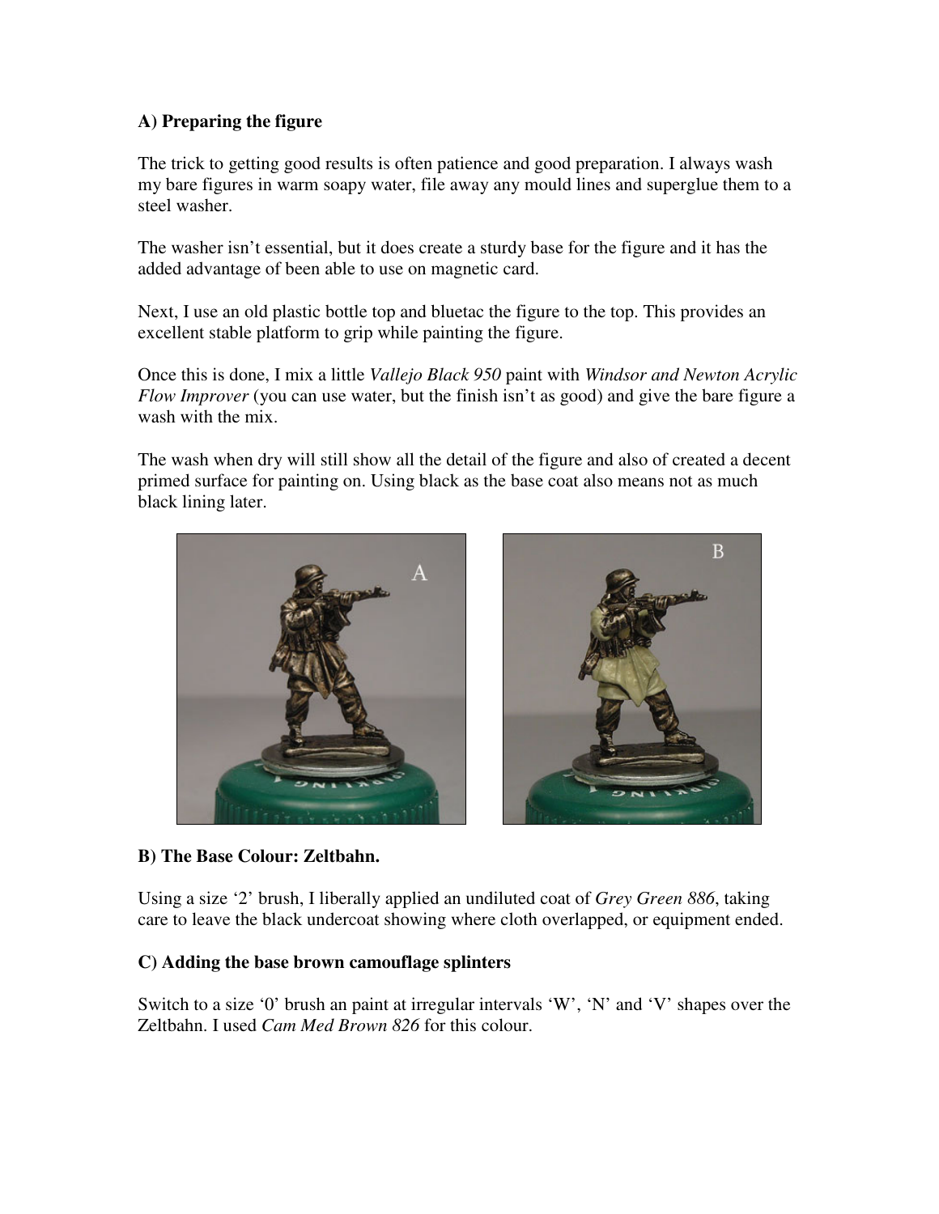**A) Preparing the figure**

The trick to getting good results is often patience and good preparation. I always wash my bare figures in warm soapy water, file away any mould lines and superglue them to a steel washer.

The washer isn't essential, but it does create a sturdy base for the figure and it has the added advantage of been able to use on magnetic card.

Next, I use an old plastic bottle top and bluetac the figure to the top. This provides an excellent stable platform to grip while painting the figure.

Once this is done, I mix a little *Vallejo Black 950* paint with *Windsor and Newton Acrylic Flow Improver* (you can use water, but the finish isn't as good) and give the bare figure a wash with the mix.

The wash when dry will still show all the detail of the figure and also of created a decent primed surface for painting on. Using black as the base coat also means not as much black lining later.

**B) The Base Colour: Zeltbahn.**

Using a size '2' brush, I liberally applied an undiluted coat of *Grey Green 886*, taking care to leave the black undercoat showing where cloth overlapped, or equipment ended.

**C) Adding the base brown camouflage splinters**

Switch to a size '0' brush an paint at irregular intervals 'W', 'N' and 'V' shapes over the Zeltbahn. I used *Cam Med Brown 826* for this colour.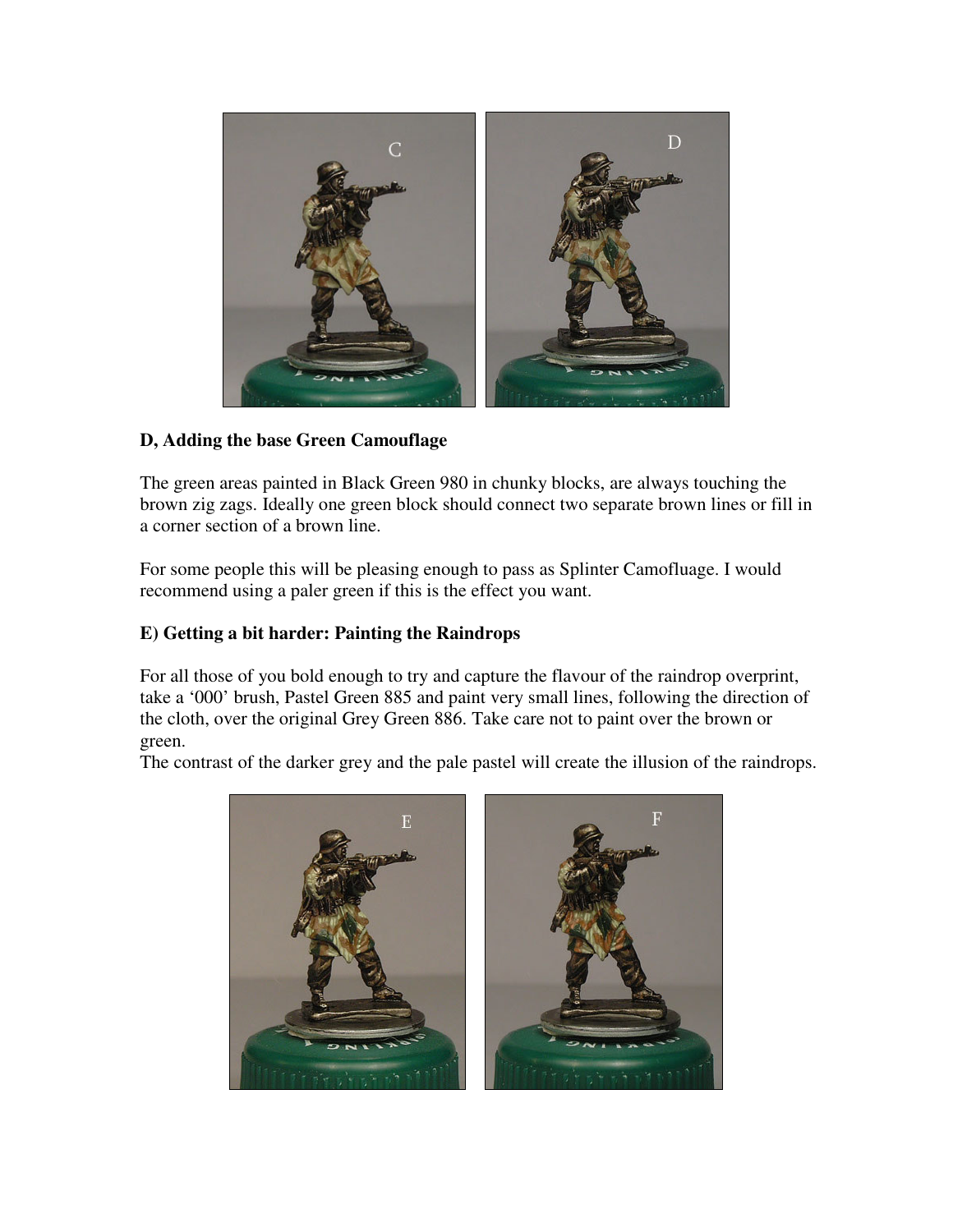**D, Adding the base Green Camouflage**

The green areas painted in Black Green 980 in chunky blocks, are always touching the brown zig zags. Ideally one green block should connect two separate brown lines or fill in a corner section of a brown line.

For some people this will be pleasing enough to pass as Splinter Camofluage. I would recommend using a paler green if this is the effect you want.

**E) Getting a bit harder: Painting the Raindrops**

For all those of you bold enough to try and capture the flavour of the raindrop overprint, take a '000' brush, Pastel Green 885 and paint very small lines, following the direction of the cloth, over the original Grey Green 886. Take care not to paint over the brown or green.
The contrast of the darker grey and the pale pastel will create the illusion of the raindrops.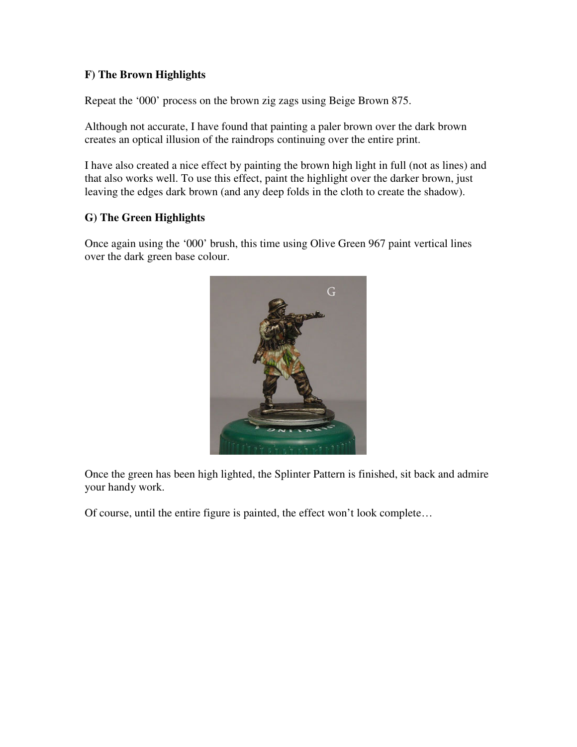**F) The Brown Highlights**

Repeat the '000' process on the brown zig zags using Beige Brown 875.

Although not accurate, I have found that painting a paler brown over the dark brown creates an optical illusion of the raindrops continuing over the entire print.

I have also created a nice effect by painting the brown high light in full (not as lines) and that also works well. To use this effect, paint the highlight over the darker brown, just leaving the edges dark brown (and any deep folds in the cloth to create the shadow).

**G) The Green Highlights**

Once again using the '000' brush, this time using Olive Green 967 paint vertical lines over the dark green base colour.

Once the green has been high lighted, the Splinter Pattern is finished, sit back and admire your handy work.

Of course, until the entire figure is painted, the effect won't look complete…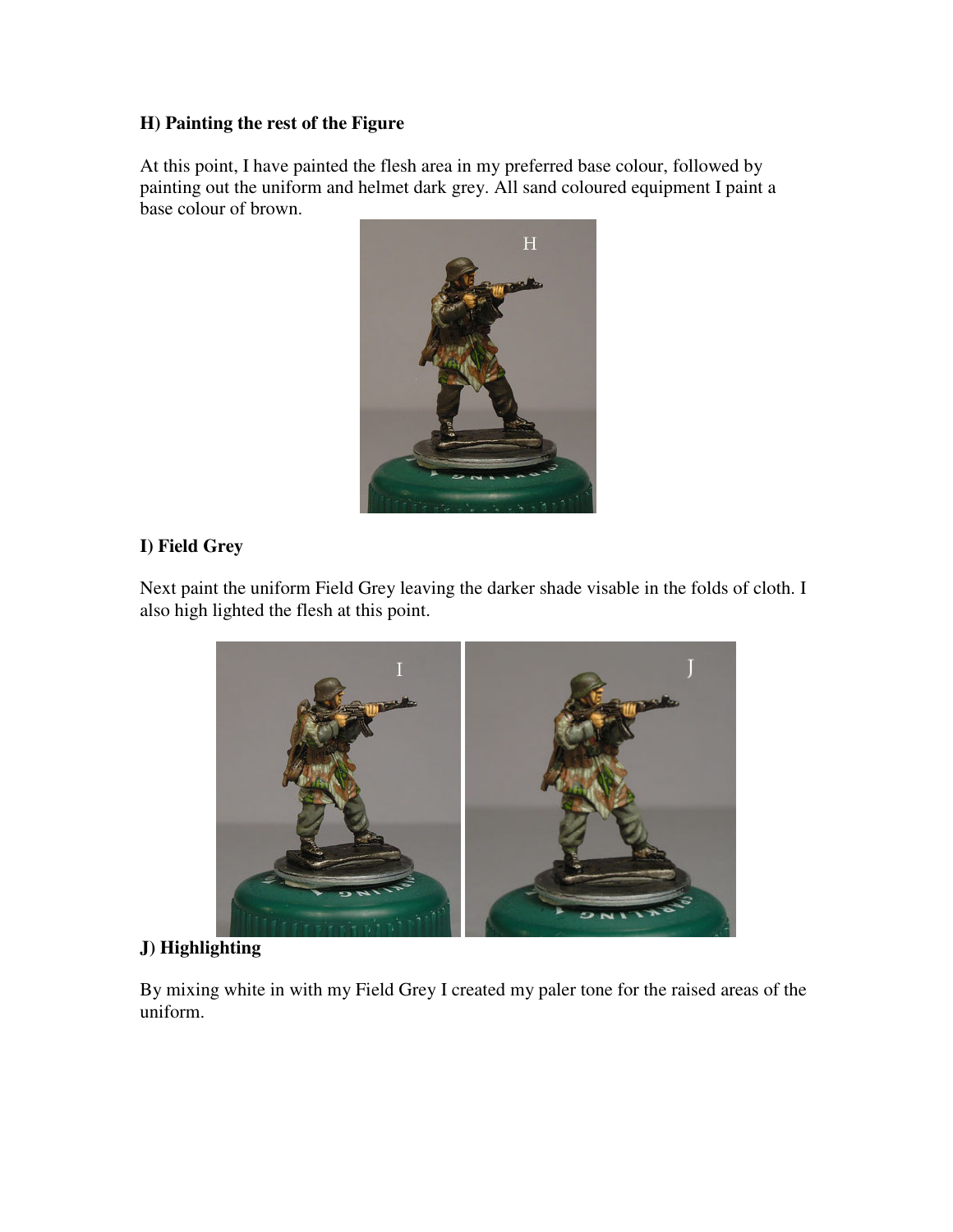**H) Painting the rest of the Figure**

At this point, I have painted the flesh area in my preferred base colour, followed by painting out the uniform and helmet dark grey. All sand coloured equipment I paint a base colour of brown.

**I) Field Grey**

Next paint the uniform Field Grey leaving the darker shade visable in the folds of cloth. I also high lighted the flesh at this point.

**J) Highlighting**

By mixing white in with my Field Grey I created my paler tone for the raised areas of the uniform.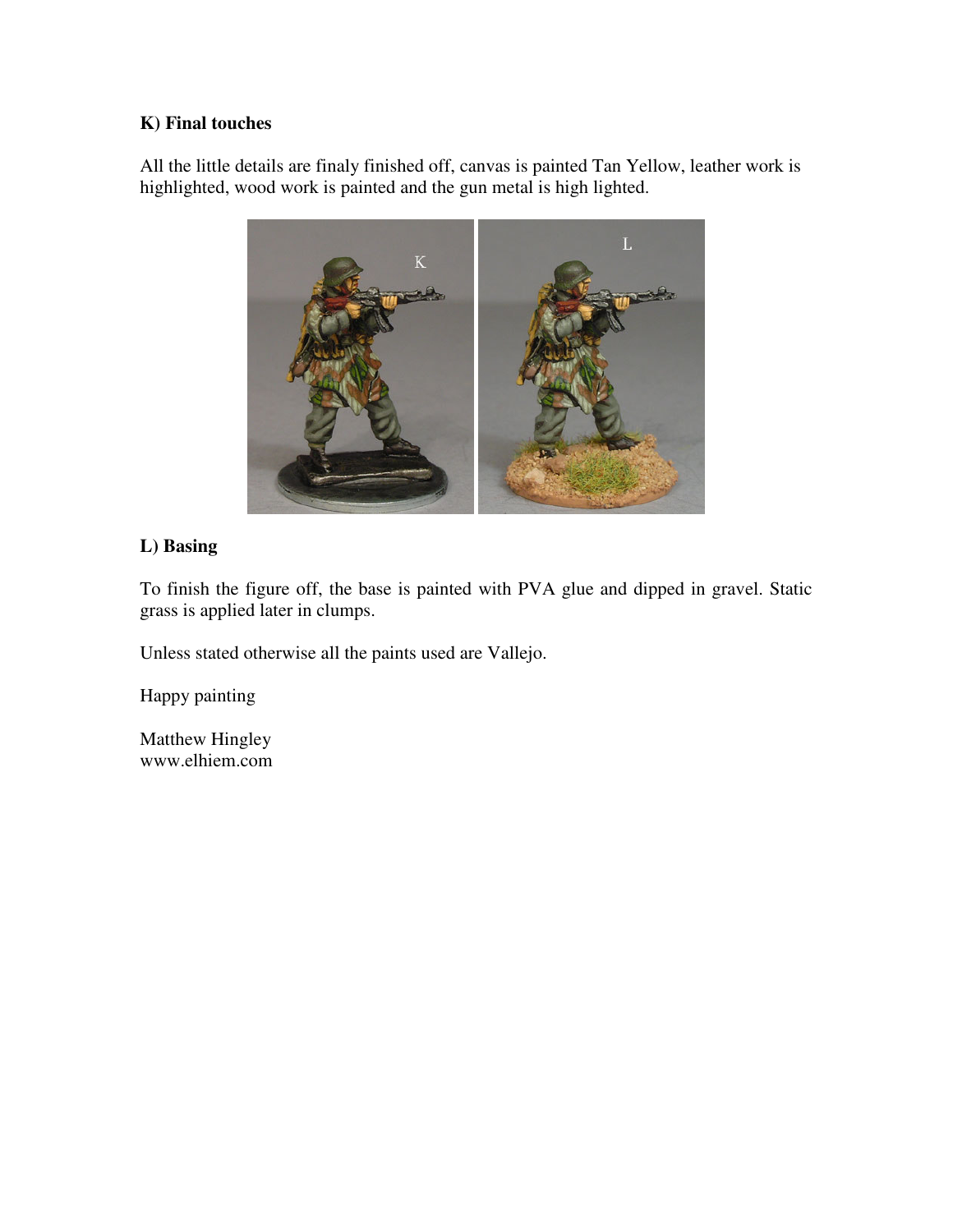**K) Final touches**

All the little details are finaly finished off, canvas is painted Tan Yellow, leather work is highlighted, wood work is painted and the gun metal is high lighted.

**L) Basing**

To finish the figure off, the base is painted with PVA glue and dipped in gravel. Static grass is applied later in clumps.

Unless stated otherwise all the paints used are Vallejo.

Happy painting

Matthew Hingley
www.elhiem.com